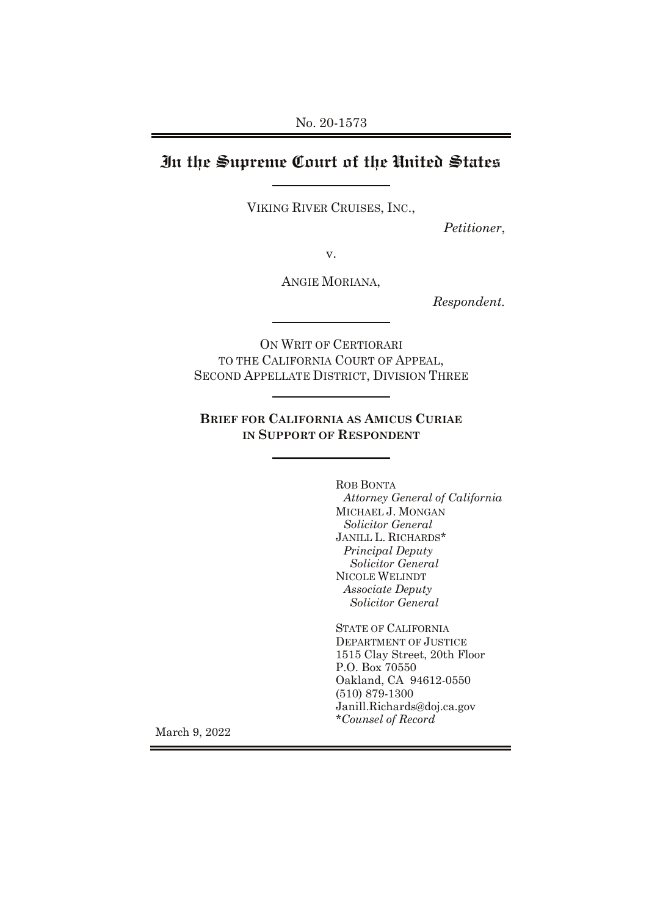No. 20-1573

# In the Supreme Court of the United States

VIKING RIVER CRUISES, INC.,

*Petitioner*,

v.

ANGIE MORIANA,

*Respondent.*

ON WRIT OF CERTIORARI
TO THE CALIFORNIA COURT OF APPEAL,
SECOND APPELLATE DISTRICT, DIVISION THREE

**BRIEF FOR CALIFORNIA AS AMICUS CURIAE IN SUPPORT OF RESPONDENT**

ROB BONTA
*Attorney General of California*
MICHAEL J. MONGAN
*Solicitor General*
JANILL L. RICHARDS*
*Principal Deputy Solicitor General*
NICOLE WELINDT
*Associate Deputy Solicitor General*

STATE OF CALIFORNIA
DEPARTMENT OF JUSTICE
1515 Clay Street, 20th Floor
P.O. Box 70550
Oakland, CA 94612-0550
(510) 879-1300
Janill.Richards@doj.ca.gov
**Counsel of Record*

March 9, 2022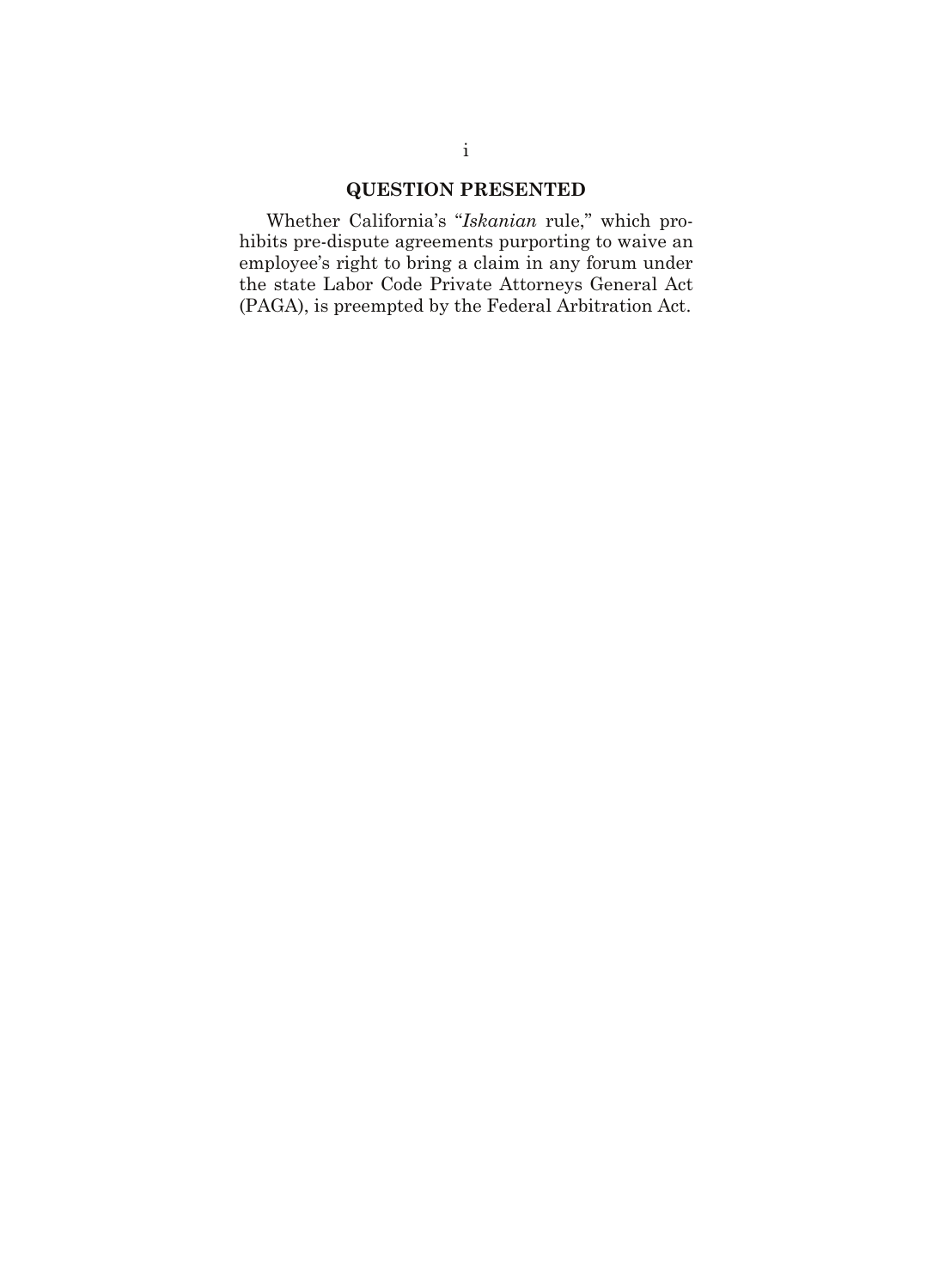## QUESTION PRESENTED

Whether California's "*Iskanian* rule," which prohibits pre-dispute agreements purporting to waive an employee's right to bring a claim in any forum under the state Labor Code Private Attorneys General Act (PAGA), is preempted by the Federal Arbitration Act.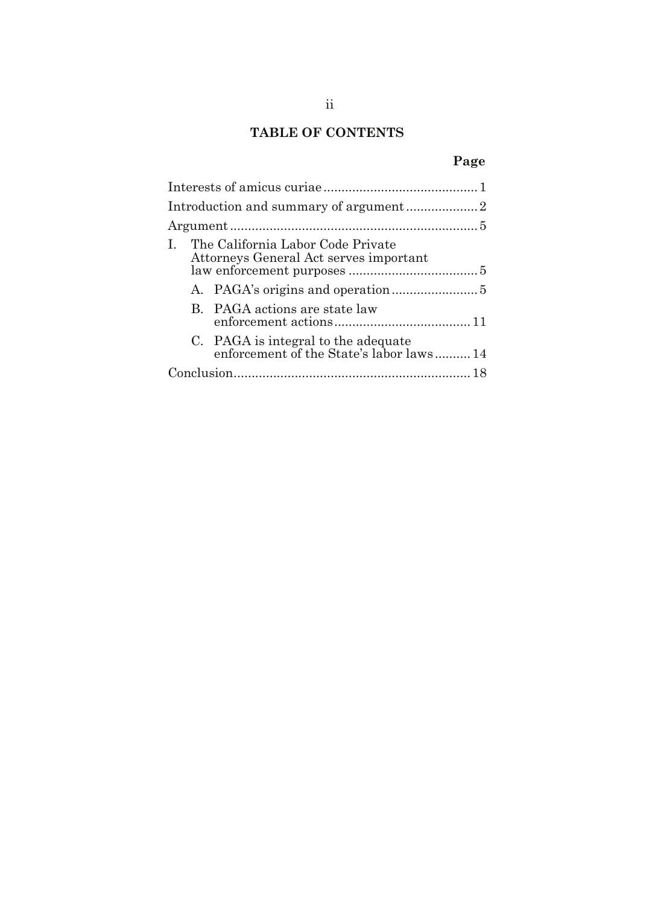## TABLE OF CONTENTS

| | Page |
|---|---|
| Interests of amicus curiae | 1 |
| Introduction and summary of argument | 2 |
| Argument | 5 |
| I. The California Labor Code Private Attorneys General Act serves important law enforcement purposes | 5 |
| A. PAGA's origins and operation | 5 |
| B. PAGA actions are state law enforcement actions | 11 |
| C. PAGA is integral to the adequate enforcement of the State's labor laws | 14 |
| Conclusion | 18 |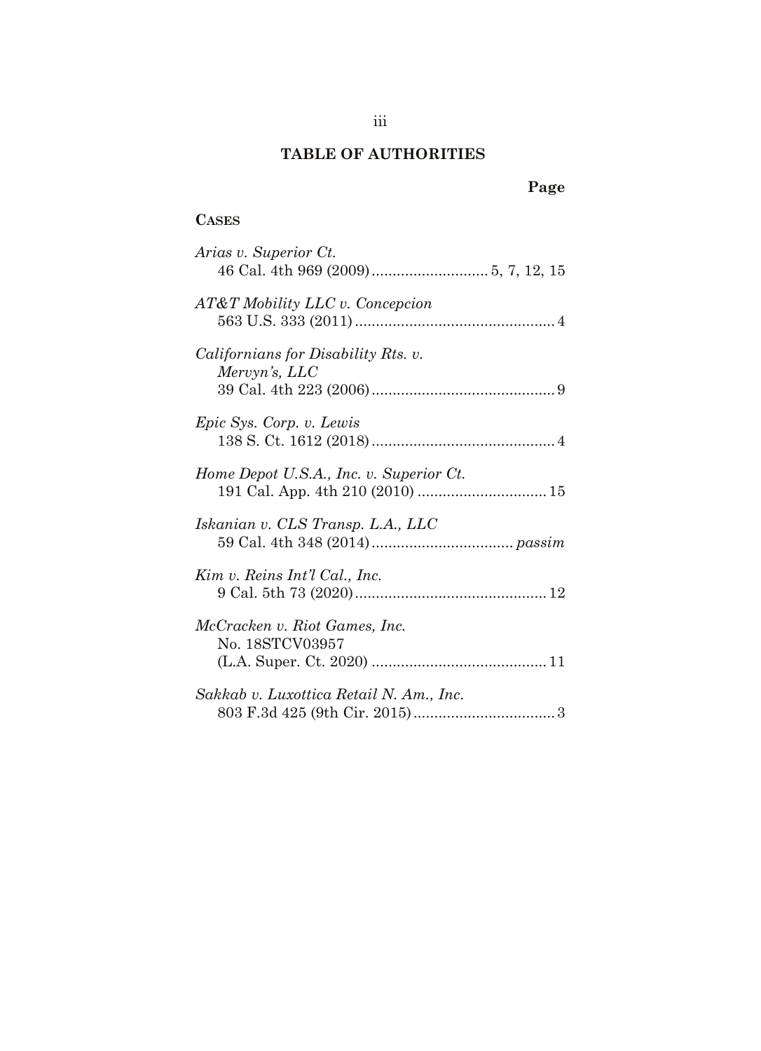# TABLE OF AUTHORITIES

**Page**

**CASES**

*Arias v. Superior Ct.*
46 Cal. 4th 969 (2009) ............................ 5, 7, 12, 15

*AT&T Mobility LLC v. Concepcion*
563 U.S. 333 (2011) ................................................ 4

*Californians for Disability Rts. v. Mervyn's, LLC*
39 Cal. 4th 223 (2006) ............................................ 9

*Epic Sys. Corp. v. Lewis*
138 S. Ct. 1612 (2018) ............................................ 4

*Home Depot U.S.A., Inc. v. Superior Ct.*
191 Cal. App. 4th 210 (2010) ............................... 15

*Iskanian v. CLS Transp. L.A., LLC*
59 Cal. 4th 348 (2014) .................................. *passim*

*Kim v. Reins Int'l Cal., Inc.*
9 Cal. 5th 73 (2020) .............................................. 12

*McCracken v. Riot Games, Inc.*
No. 18STCV03957
(L.A. Super. Ct. 2020) .......................................... 11

*Sakkab v. Luxottica Retail N. Am., Inc.*
803 F.3d 425 (9th Cir. 2015) .................................. 3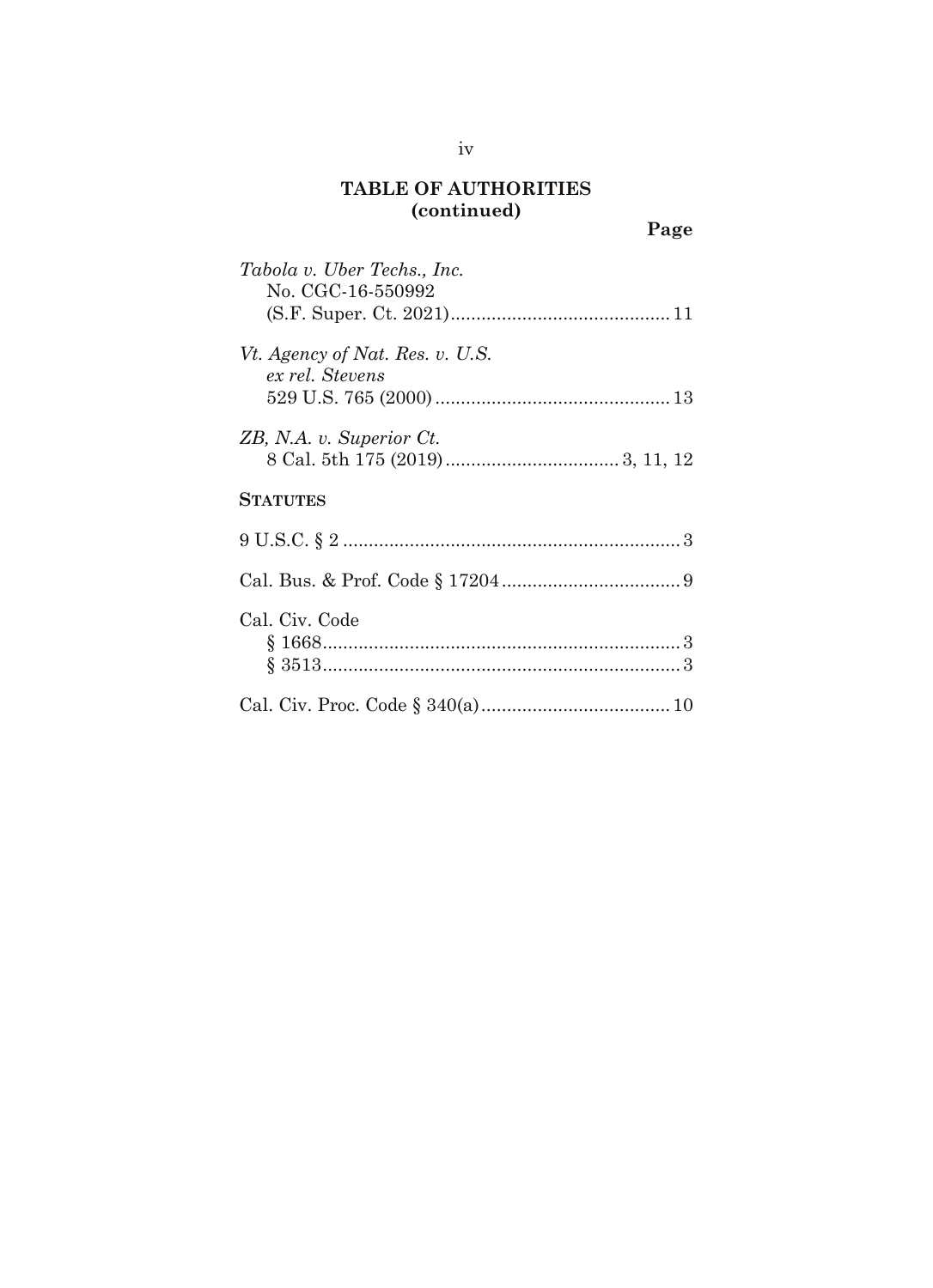## TABLE OF AUTHORITIES (continued)

**Page**

*Tabola v. Uber Techs., Inc.*
No. CGC-16-550992
(S.F. Super. Ct. 2021) .......................................... 11

*Vt. Agency of Nat. Res. v. U.S. ex rel. Stevens*
529 U.S. 765 (2000) ............................................. 13

*ZB, N.A. v. Superior Ct.*
8 Cal. 5th 175 (2019) ................................. 3, 11, 12

**STATUTES**

9 U.S.C. § 2 .................................................................. 3

Cal. Bus. & Prof. Code § 17204 .................................. 9

Cal. Civ. Code
§ 1668 ...................................................................... 3
§ 3513 ...................................................................... 3

Cal. Civ. Proc. Code § 340(a) .................................... 10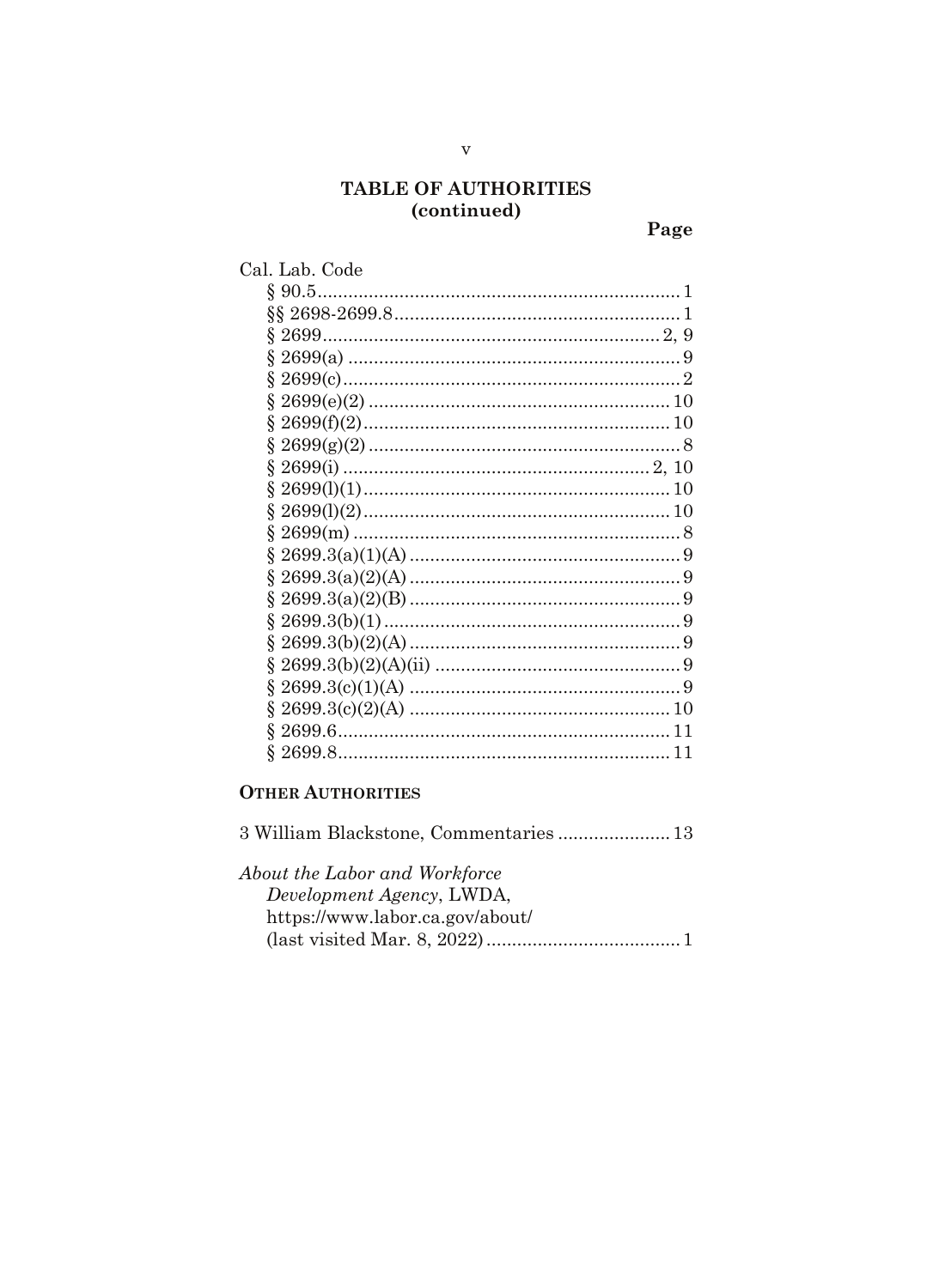## TABLE OF AUTHORITIES (continued)

**Page**

Cal. Lab. Code

§ 90.5 ........................................ 1
§§ 2698-2699.8 ........................................ 1
§ 2699 ........................................ 2, 9
§ 2699(a) ........................................ 9
§ 2699(c) ........................................ 2
§ 2699(e)(2) ........................................ 10
§ 2699(f)(2) ........................................ 10
§ 2699(g)(2) ........................................ 8
§ 2699(i) ........................................ 2, 10
§ 2699(l)(1) ........................................ 10
§ 2699(l)(2) ........................................ 10
§ 2699(m) ........................................ 8
§ 2699.3(a)(1)(A) ........................................ 9
§ 2699.3(a)(2)(A) ........................................ 9
§ 2699.3(a)(2)(B) ........................................ 9
§ 2699.3(b)(1) ........................................ 9
§ 2699.3(b)(2)(A) ........................................ 9
§ 2699.3(b)(2)(A)(ii) ........................................ 9
§ 2699.3(c)(1)(A) ........................................ 9
§ 2699.3(c)(2)(A) ........................................ 10
§ 2699.6 ........................................ 11
§ 2699.8 ........................................ 11

### OTHER AUTHORITIES

3 William Blackstone, Commentaries ........................................ 13

*About the Labor and Workforce Development Agency*, LWDA, https://www.labor.ca.gov/about/ (last visited Mar. 8, 2022) ........................................ 1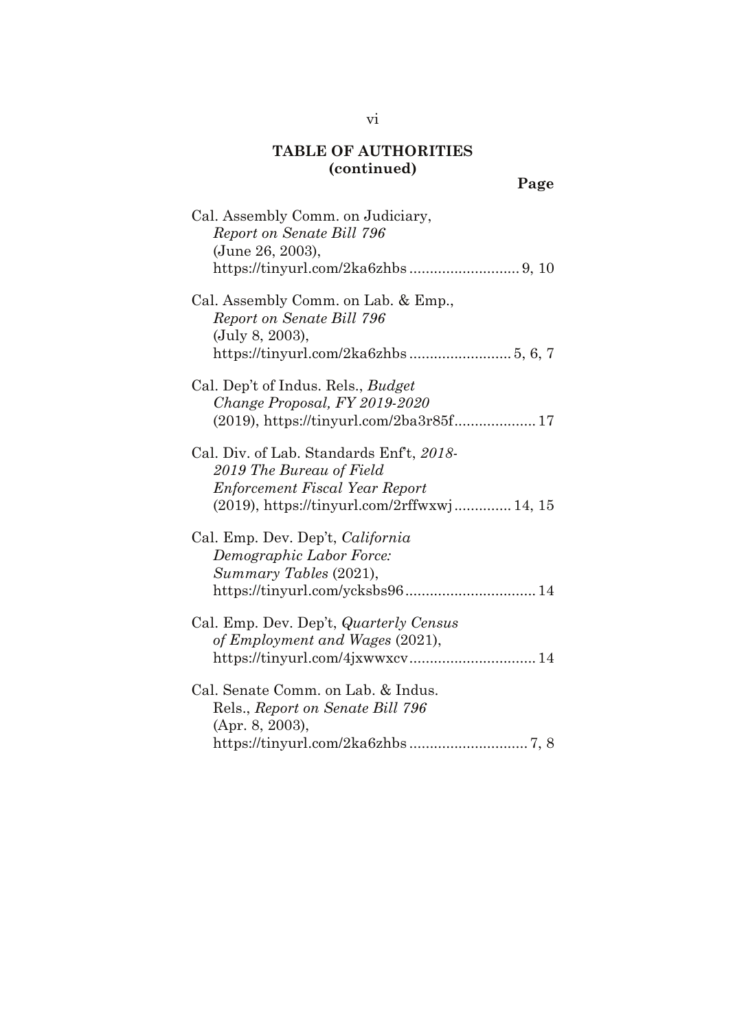## TABLE OF AUTHORITIES (continued)

**Page**

Cal. Assembly Comm. on Judiciary, *Report on Senate Bill 796* (June 26, 2003), https://tinyurl.com/2ka6zhbs .......................... 9, 10

Cal. Assembly Comm. on Lab. & Emp., *Report on Senate Bill 796* (July 8, 2003), https://tinyurl.com/2ka6zhbs ......................... 5, 6, 7

Cal. Dep't of Indus. Rels., *Budget Change Proposal, FY 2019-2020* (2019), https://tinyurl.com/2ba3r85f.................... 17

Cal. Div. of Lab. Standards Enf't, *2018-2019 The Bureau of Field Enforcement Fiscal Year Report* (2019), https://tinyurl.com/2rffwxwj............. 14, 15

Cal. Emp. Dev. Dep't, *California Demographic Labor Force: Summary Tables* (2021), https://tinyurl.com/ycksbs96................................ 14

Cal. Emp. Dev. Dep't, *Quarterly Census of Employment and Wages* (2021), https://tinyurl.com/4jxwwxcv............................... 14

Cal. Senate Comm. on Lab. & Indus. Rels., *Report on Senate Bill 796* (Apr. 8, 2003), https://tinyurl.com/2ka6zhbs ............................. 7, 8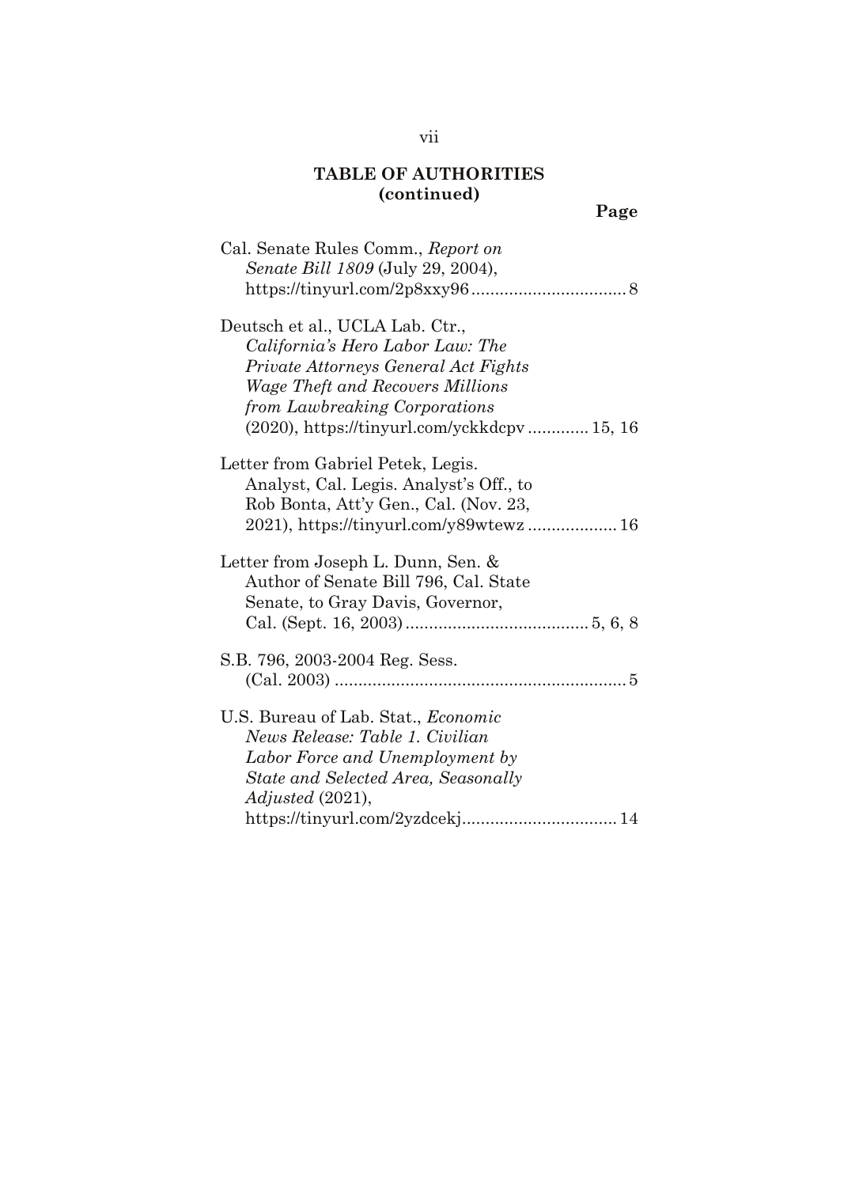## TABLE OF AUTHORITIES (continued)

**Page**

Cal. Senate Rules Comm., *Report on Senate Bill 1809* (July 29, 2004), https://tinyurl.com/2p8xxy96 .................................. 8

Deutsch et al., UCLA Lab. Ctr., *California's Hero Labor Law: The Private Attorneys General Act Fights Wage Theft and Recovers Millions from Lawbreaking Corporations* (2020), https://tinyurl.com/yckkdcpv ............. 15, 16

Letter from Gabriel Petek, Legis. Analyst, Cal. Legis. Analyst's Off., to Rob Bonta, Att'y Gen., Cal. (Nov. 23, 2021), https://tinyurl.com/y89wtewz ................... 16

Letter from Joseph L. Dunn, Sen. & Author of Senate Bill 796, Cal. State Senate, to Gray Davis, Governor, Cal. (Sept. 16, 2003) ....................................... 5, 6, 8

S.B. 796, 2003-2004 Reg. Sess. (Cal. 2003) .............................................................. 5

U.S. Bureau of Lab. Stat., *Economic News Release: Table 1. Civilian Labor Force and Unemployment by State and Selected Area, Seasonally Adjusted* (2021), https://tinyurl.com/2yzdcekj................................. 14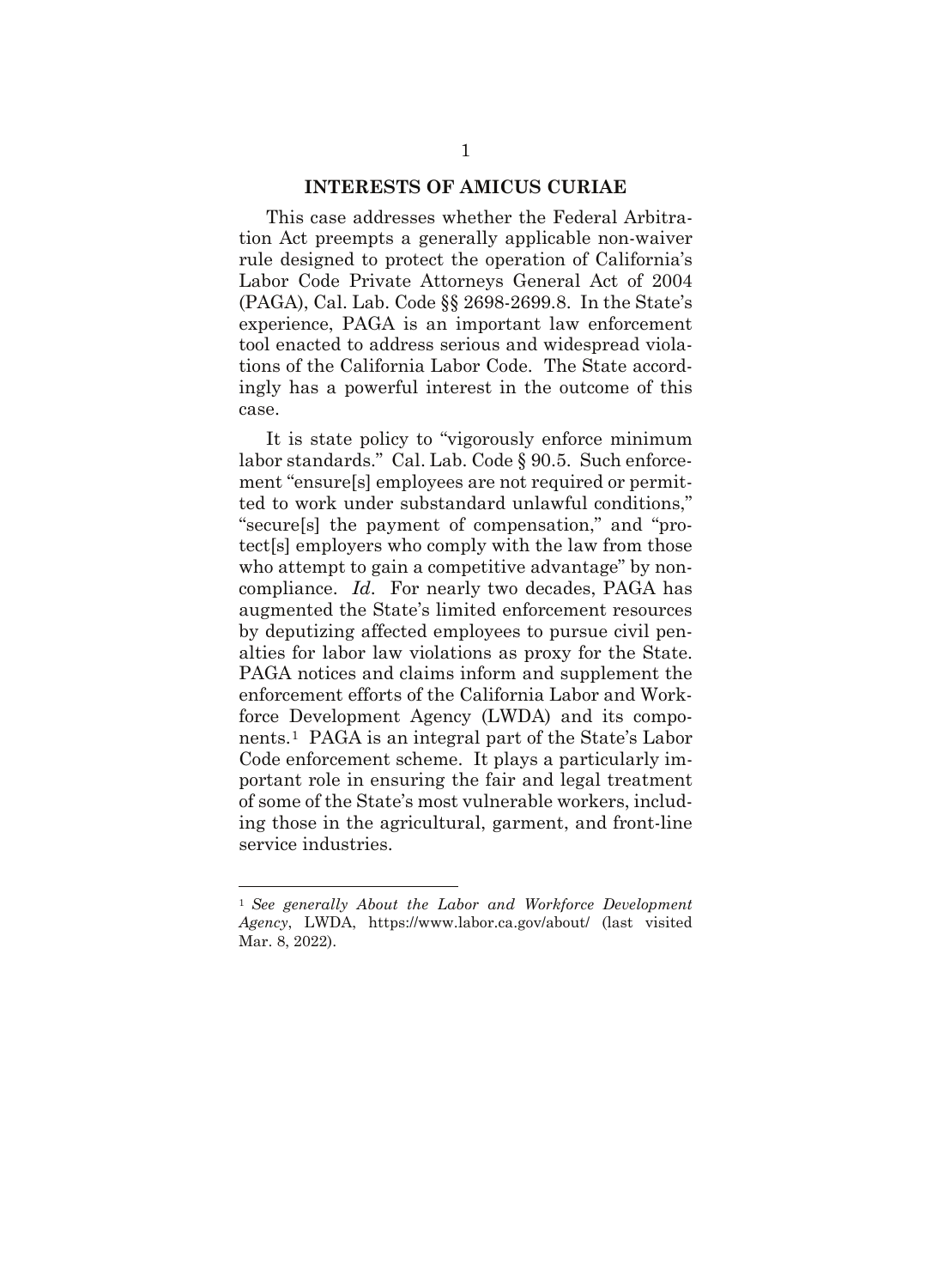## INTERESTS OF AMICUS CURIAE

This case addresses whether the Federal Arbitration Act preempts a generally applicable non-waiver rule designed to protect the operation of California's Labor Code Private Attorneys General Act of 2004 (PAGA), Cal. Lab. Code §§ 2698-2699.8. In the State's experience, PAGA is an important law enforcement tool enacted to address serious and widespread violations of the California Labor Code. The State accordingly has a powerful interest in the outcome of this case.

It is state policy to "vigorously enforce minimum labor standards." Cal. Lab. Code § 90.5. Such enforcement "ensure[s] employees are not required or permitted to work under substandard unlawful conditions," "secure[s] the payment of compensation," and "protect[s] employers who comply with the law from those who attempt to gain a competitive advantage" by noncompliance. *Id*. For nearly two decades, PAGA has augmented the State's limited enforcement resources by deputizing affected employees to pursue civil penalties for labor law violations as proxy for the State. PAGA notices and claims inform and supplement the enforcement efforts of the California Labor and Workforce Development Agency (LWDA) and its components.[1] PAGA is an integral part of the State's Labor Code enforcement scheme. It plays a particularly important role in ensuring the fair and legal treatment of some of the State's most vulnerable workers, including those in the agricultural, garment, and front-line service industries.

---

[1] *See generally About the Labor and Workforce Development Agency*, LWDA, https://www.labor.ca.gov/about/ (last visited Mar. 8, 2022).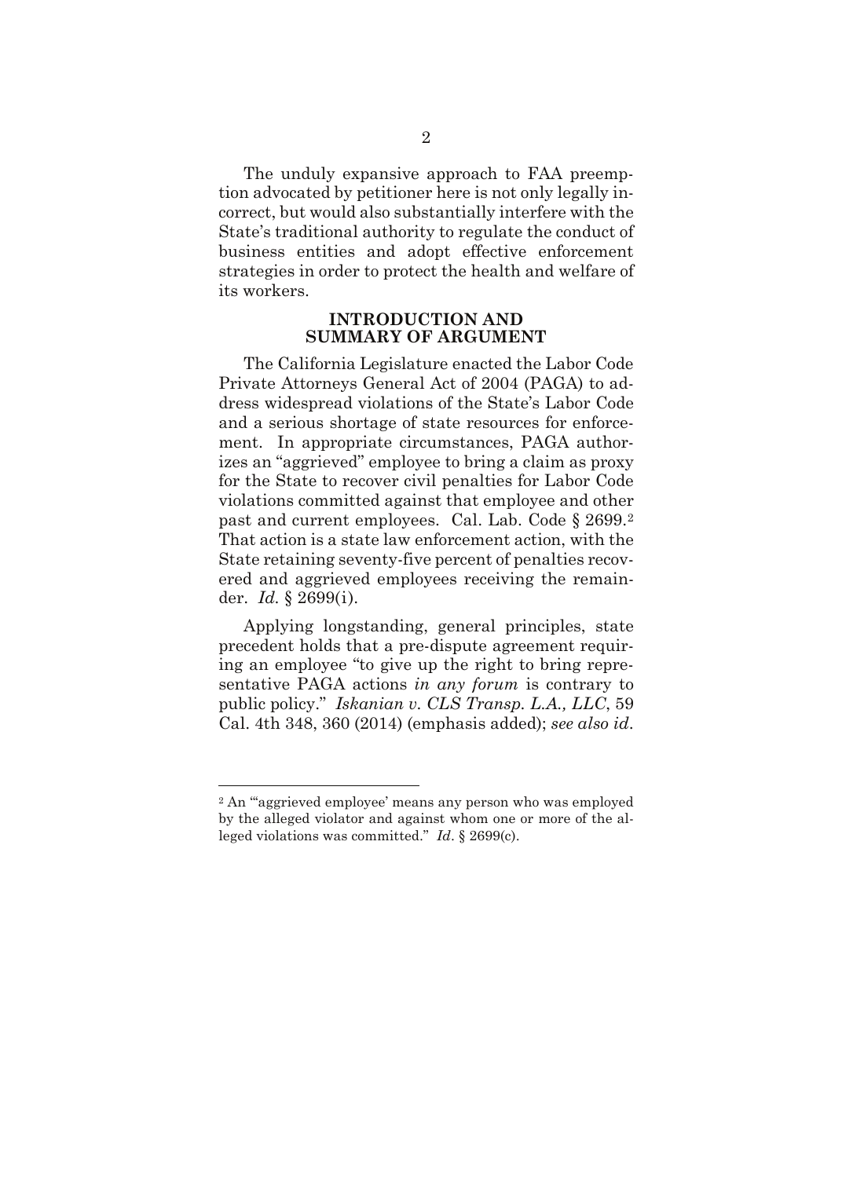The unduly expansive approach to FAA preemption advocated by petitioner here is not only legally incorrect, but would also substantially interfere with the State's traditional authority to regulate the conduct of business entities and adopt effective enforcement strategies in order to protect the health and welfare of its workers.

## INTRODUCTION AND SUMMARY OF ARGUMENT

The California Legislature enacted the Labor Code Private Attorneys General Act of 2004 (PAGA) to address widespread violations of the State's Labor Code and a serious shortage of state resources for enforcement. In appropriate circumstances, PAGA authorizes an "aggrieved" employee to bring a claim as proxy for the State to recover civil penalties for Labor Code violations committed against that employee and other past and current employees. Cal. Lab. Code § 2699.[2] That action is a state law enforcement action, with the State retaining seventy-five percent of penalties recovered and aggrieved employees receiving the remainder. *Id.* § 2699(i).

Applying longstanding, general principles, state precedent holds that a pre-dispute agreement requiring an employee "to give up the right to bring representative PAGA actions *in any forum* is contrary to public policy." *Iskanian v. CLS Transp. L.A., LLC*, 59 Cal. 4th 348, 360 (2014) (emphasis added); *see also id*.

---

[2] An "'aggrieved employee' means any person who was employed by the alleged violator and against whom one or more of the alleged violations was committed." *Id*. § 2699(c).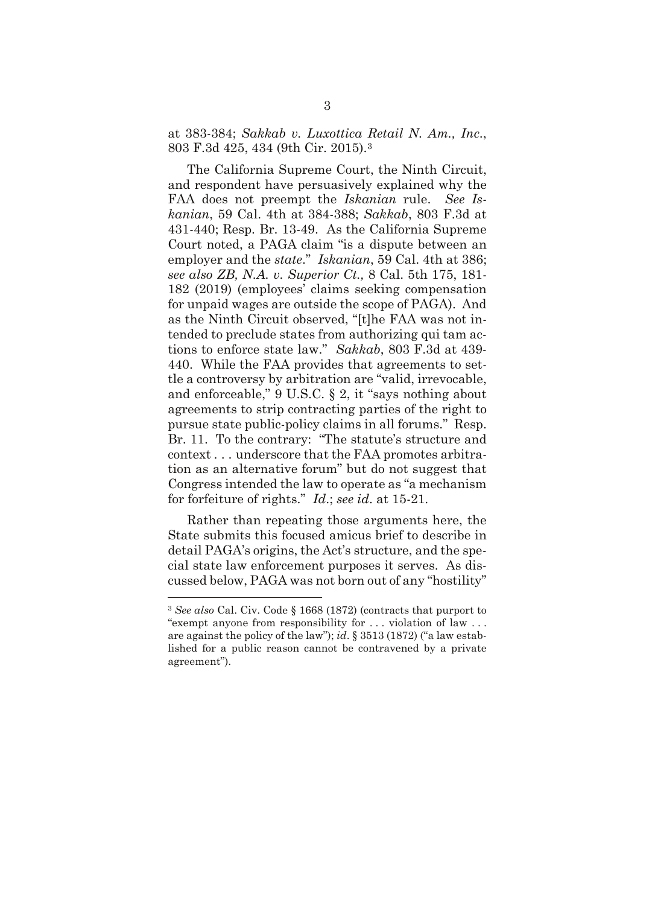at 383-384; *Sakkab v. Luxottica Retail N. Am., Inc.*, 803 F.3d 425, 434 (9th Cir. 2015).[3]

The California Supreme Court, the Ninth Circuit, and respondent have persuasively explained why the FAA does not preempt the *Iskanian* rule. *See Iskanian*, 59 Cal. 4th at 384-388; *Sakkab*, 803 F.3d at 431-440; Resp. Br. 13-49. As the California Supreme Court noted, a PAGA claim "is a dispute between an employer and the *state*." *Iskanian*, 59 Cal. 4th at 386; *see also ZB, N.A. v. Superior Ct.,* 8 Cal. 5th 175, 181-182 (2019) (employees' claims seeking compensation for unpaid wages are outside the scope of PAGA). And as the Ninth Circuit observed, "[t]he FAA was not intended to preclude states from authorizing qui tam actions to enforce state law." *Sakkab*, 803 F.3d at 439-440. While the FAA provides that agreements to settle a controversy by arbitration are "valid, irrevocable, and enforceable," 9 U.S.C. § 2, it "says nothing about agreements to strip contracting parties of the right to pursue state public-policy claims in all forums." Resp. Br. 11. To the contrary: "The statute's structure and context . . . underscore that the FAA promotes arbitration as an alternative forum" but do not suggest that Congress intended the law to operate as "a mechanism for forfeiture of rights." *Id*.; *see id*. at 15-21.

Rather than repeating those arguments here, the State submits this focused amicus brief to describe in detail PAGA's origins, the Act's structure, and the special state law enforcement purposes it serves. As discussed below, PAGA was not born out of any "hostility"

[3] *See also* Cal. Civ. Code § 1668 (1872) (contracts that purport to "exempt anyone from responsibility for . . . violation of law . . . are against the policy of the law"); *id*. § 3513 (1872) ("a law established for a public reason cannot be contravened by a private agreement").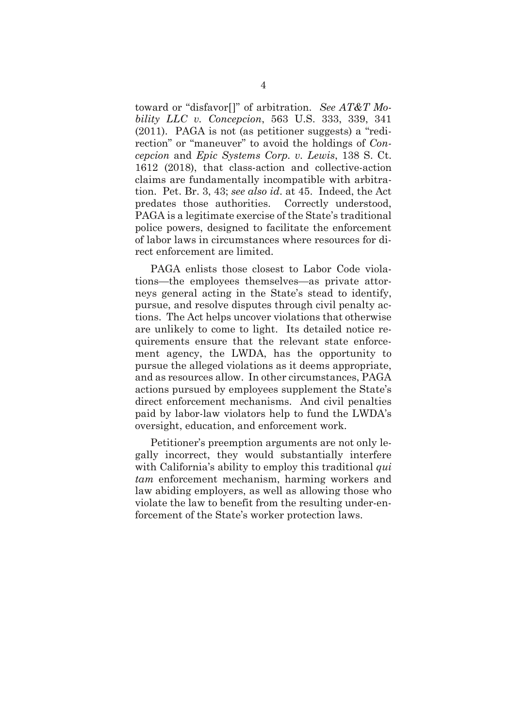toward or "disfavor[]" of arbitration. *See AT&T Mobility LLC v. Concepcion*, 563 U.S. 333, 339, 341 (2011). PAGA is not (as petitioner suggests) a "redirection" or "maneuver" to avoid the holdings of *Concepcion* and *Epic Systems Corp. v. Lewis*, 138 S. Ct. 1612 (2018), that class-action and collective-action claims are fundamentally incompatible with arbitration. Pet. Br. 3, 43; *see also id*. at 45. Indeed, the Act predates those authorities. Correctly understood, PAGA is a legitimate exercise of the State's traditional police powers, designed to facilitate the enforcement of labor laws in circumstances where resources for direct enforcement are limited.

PAGA enlists those closest to Labor Code violations—the employees themselves—as private attorneys general acting in the State's stead to identify, pursue, and resolve disputes through civil penalty actions. The Act helps uncover violations that otherwise are unlikely to come to light. Its detailed notice requirements ensure that the relevant state enforcement agency, the LWDA, has the opportunity to pursue the alleged violations as it deems appropriate, and as resources allow. In other circumstances, PAGA actions pursued by employees supplement the State's direct enforcement mechanisms. And civil penalties paid by labor-law violators help to fund the LWDA's oversight, education, and enforcement work.

Petitioner's preemption arguments are not only legally incorrect, they would substantially interfere with California's ability to employ this traditional *qui tam* enforcement mechanism, harming workers and law abiding employers, as well as allowing those who violate the law to benefit from the resulting under-enforcement of the State's worker protection laws.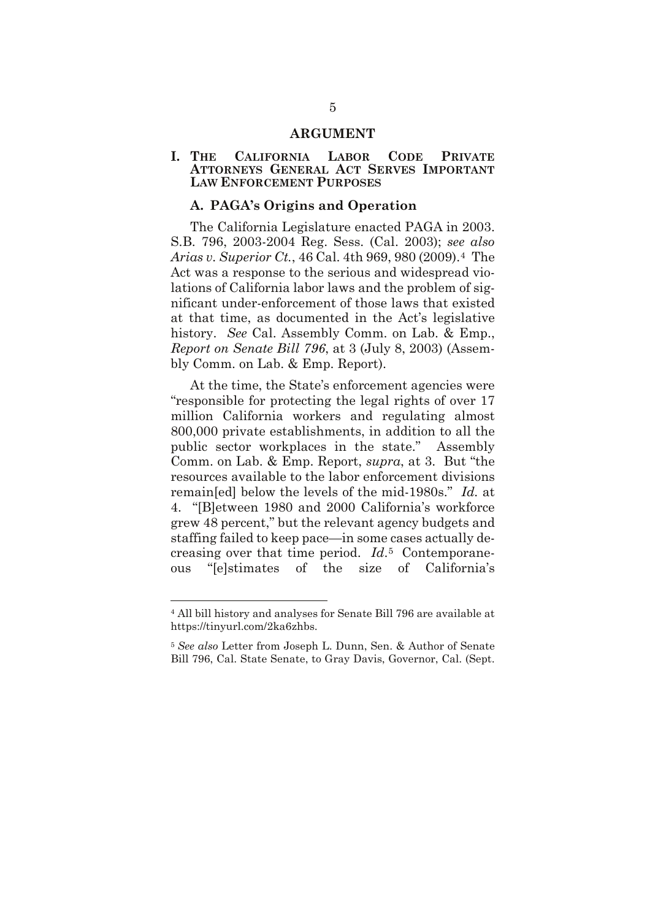# ARGUMENT

## I. THE CALIFORNIA LABOR CODE PRIVATE ATTORNEYS GENERAL ACT SERVES IMPORTANT LAW ENFORCEMENT PURPOSES

### A. PAGA's Origins and Operation

The California Legislature enacted PAGA in 2003. S.B. 796, 2003-2004 Reg. Sess. (Cal. 2003); *see also Arias v. Superior Ct.*, 46 Cal. 4th 969, 980 (2009).[4] The Act was a response to the serious and widespread violations of California labor laws and the problem of significant under-enforcement of those laws that existed at that time, as documented in the Act's legislative history. *See* Cal. Assembly Comm. on Lab. & Emp., *Report on Senate Bill 796*, at 3 (July 8, 2003) (Assembly Comm. on Lab. & Emp. Report).

At the time, the State's enforcement agencies were "responsible for protecting the legal rights of over 17 million California workers and regulating almost 800,000 private establishments, in addition to all the public sector workplaces in the state." Assembly Comm. on Lab. & Emp. Report, *supra*, at 3. But "the resources available to the labor enforcement divisions remain[ed] below the levels of the mid-1980s." *Id.* at 4. "[B]etween 1980 and 2000 California's workforce grew 48 percent," but the relevant agency budgets and staffing failed to keep pace—in some cases actually decreasing over that time period. *Id.*[5] Contemporaneous "[e]stimates of the size of California's

---

[4] All bill history and analyses for Senate Bill 796 are available at https://tinyurl.com/2ka6zhbs.

[5] *See also* Letter from Joseph L. Dunn, Sen. & Author of Senate Bill 796, Cal. State Senate, to Gray Davis, Governor, Cal. (Sept.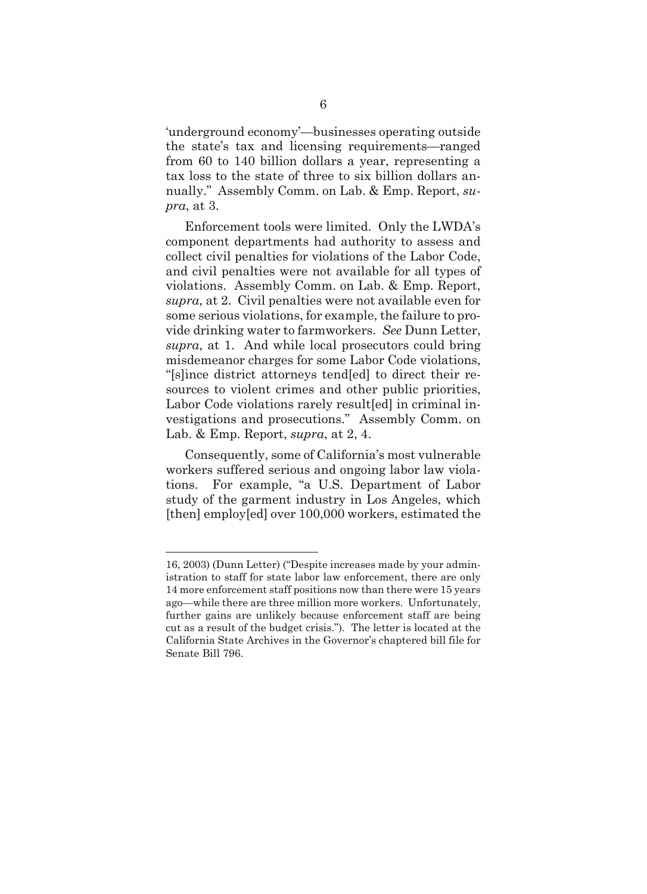'underground economy'—businesses operating outside the state's tax and licensing requirements—ranged from 60 to 140 billion dollars a year, representing a tax loss to the state of three to six billion dollars annually." Assembly Comm. on Lab. & Emp. Report, *supra*, at 3.

Enforcement tools were limited. Only the LWDA's component departments had authority to assess and collect civil penalties for violations of the Labor Code, and civil penalties were not available for all types of violations. Assembly Comm. on Lab. & Emp. Report, *supra*, at 2. Civil penalties were not available even for some serious violations, for example, the failure to provide drinking water to farmworkers. *See* Dunn Letter, *supra*, at 1. And while local prosecutors could bring misdemeanor charges for some Labor Code violations, "[s]ince district attorneys tend[ed] to direct their resources to violent crimes and other public priorities, Labor Code violations rarely result[ed] in criminal investigations and prosecutions." Assembly Comm. on Lab. & Emp. Report, *supra*, at 2, 4.

Consequently, some of California's most vulnerable workers suffered serious and ongoing labor law violations. For example, "a U.S. Department of Labor study of the garment industry in Los Angeles, which [then] employ[ed] over 100,000 workers, estimated the

---

16, 2003) (Dunn Letter) ("Despite increases made by your administration to staff for state labor law enforcement, there are only 14 more enforcement staff positions now than there were 15 years ago—while there are three million more workers. Unfortunately, further gains are unlikely because enforcement staff are being cut as a result of the budget crisis."). The letter is located at the California State Archives in the Governor's chaptered bill file for Senate Bill 796.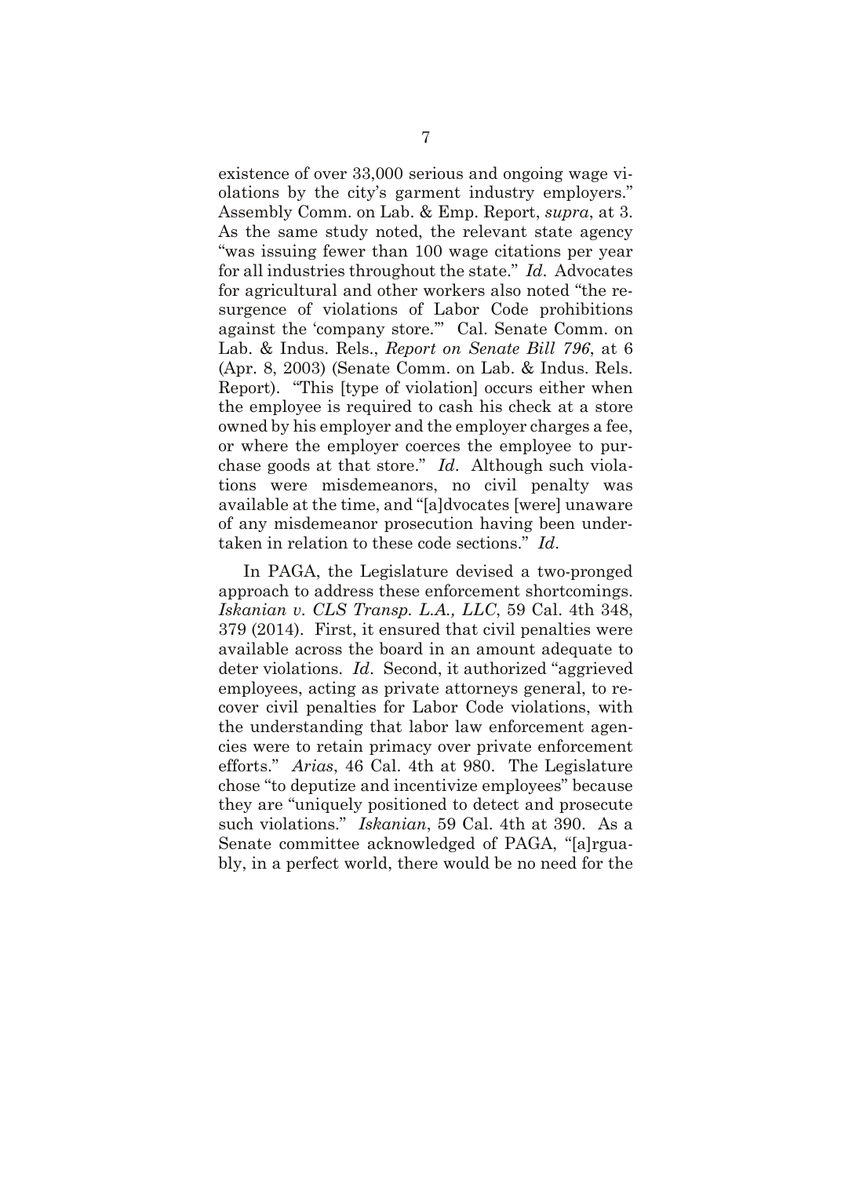existence of over 33,000 serious and ongoing wage violations by the city's garment industry employers." Assembly Comm. on Lab. & Emp. Report, *supra*, at 3. As the same study noted, the relevant state agency "was issuing fewer than 100 wage citations per year for all industries throughout the state." *Id*. Advocates for agricultural and other workers also noted "the resurgence of violations of Labor Code prohibitions against the 'company store.'" Cal. Senate Comm. on Lab. & Indus. Rels., *Report on Senate Bill 796*, at 6 (Apr. 8, 2003) (Senate Comm. on Lab. & Indus. Rels. Report). "This [type of violation] occurs either when the employee is required to cash his check at a store owned by his employer and the employer charges a fee, or where the employer coerces the employee to purchase goods at that store." *Id*. Although such violations were misdemeanors, no civil penalty was available at the time, and "[a]dvocates [were] unaware of any misdemeanor prosecution having been undertaken in relation to these code sections." *Id*.

In PAGA, the Legislature devised a two-pronged approach to address these enforcement shortcomings. *Iskanian v. CLS Transp. L.A., LLC*, 59 Cal. 4th 348, 379 (2014). First, it ensured that civil penalties were available across the board in an amount adequate to deter violations. *Id*. Second, it authorized "aggrieved employees, acting as private attorneys general, to recover civil penalties for Labor Code violations, with the understanding that labor law enforcement agencies were to retain primacy over private enforcement efforts." *Arias*, 46 Cal. 4th at 980. The Legislature chose "to deputize and incentivize employees" because they are "uniquely positioned to detect and prosecute such violations." *Iskanian*, 59 Cal. 4th at 390. As a Senate committee acknowledged of PAGA, "[a]rguably, in a perfect world, there would be no need for the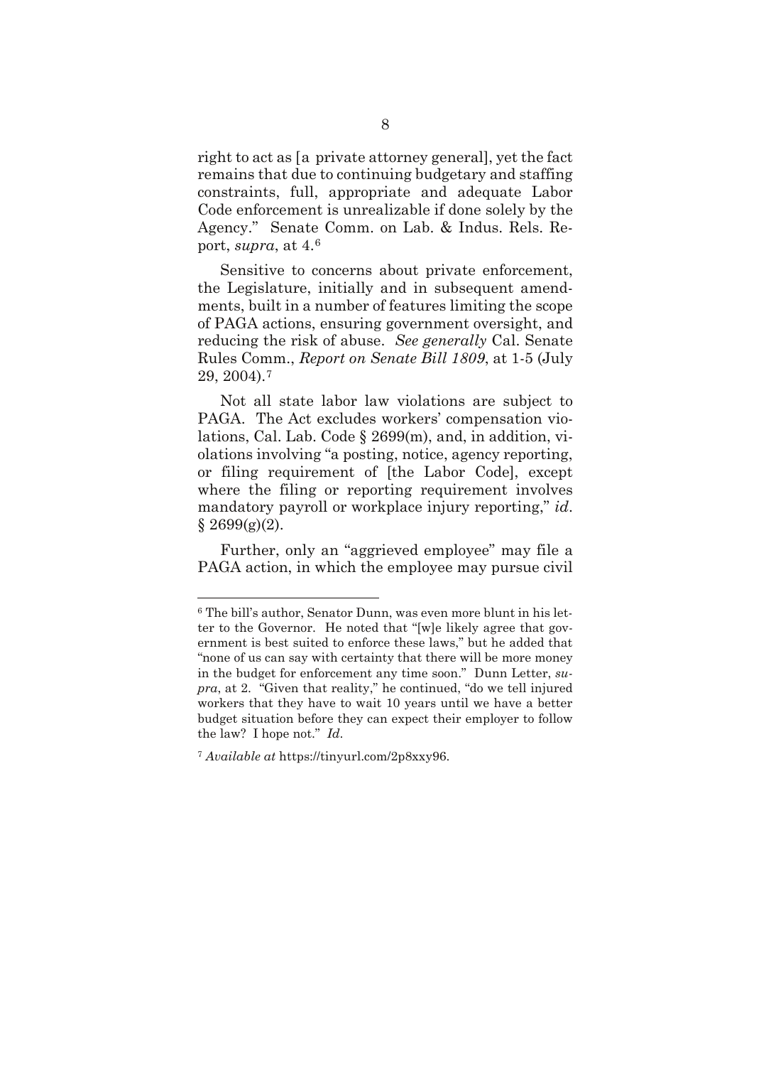right to act as [a private attorney general], yet the fact remains that due to continuing budgetary and staffing constraints, full, appropriate and adequate Labor Code enforcement is unrealizable if done solely by the Agency." Senate Comm. on Lab. & Indus. Rels. Report, *supra*, at 4.[6]

Sensitive to concerns about private enforcement, the Legislature, initially and in subsequent amendments, built in a number of features limiting the scope of PAGA actions, ensuring government oversight, and reducing the risk of abuse. *See generally* Cal. Senate Rules Comm., *Report on Senate Bill 1809*, at 1-5 (July 29, 2004).[7]

Not all state labor law violations are subject to PAGA. The Act excludes workers' compensation violations, Cal. Lab. Code § 2699(m), and, in addition, violations involving "a posting, notice, agency reporting, or filing requirement of [the Labor Code], except where the filing or reporting requirement involves mandatory payroll or workplace injury reporting," *id*. § 2699(g)(2).

Further, only an "aggrieved employee" may file a PAGA action, in which the employee may pursue civil

---

[6] The bill's author, Senator Dunn, was even more blunt in his letter to the Governor. He noted that "[w]e likely agree that government is best suited to enforce these laws," but he added that "none of us can say with certainty that there will be more money in the budget for enforcement any time soon." Dunn Letter, *supra*, at 2. "Given that reality," he continued, "do we tell injured workers that they have to wait 10 years until we have a better budget situation before they can expect their employer to follow the law? I hope not." *Id*.

[7] *Available at* https://tinyurl.com/2p8xxy96.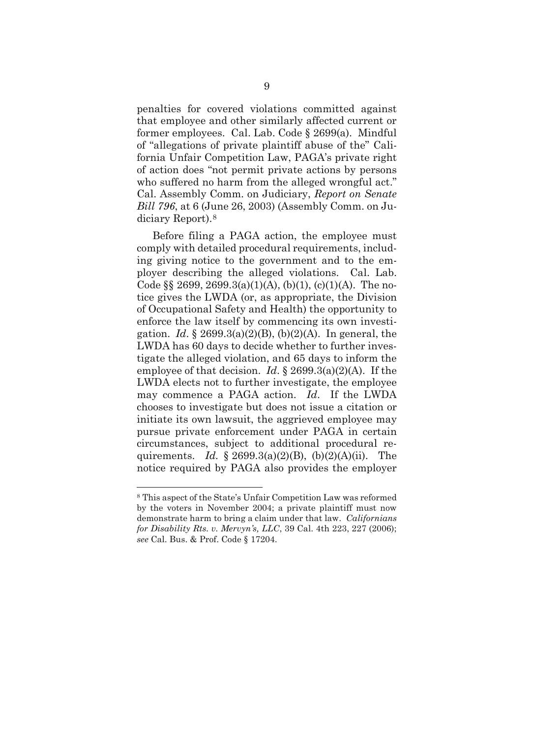penalties for covered violations committed against that employee and other similarly affected current or former employees. Cal. Lab. Code § 2699(a). Mindful of "allegations of private plaintiff abuse of the" California Unfair Competition Law, PAGA's private right of action does "not permit private actions by persons who suffered no harm from the alleged wrongful act." Cal. Assembly Comm. on Judiciary, *Report on Senate Bill 796*, at 6 (June 26, 2003) (Assembly Comm. on Judiciary Report).[8]

Before filing a PAGA action, the employee must comply with detailed procedural requirements, including giving notice to the government and to the employer describing the alleged violations. Cal. Lab. Code §§ 2699, 2699.3(a)(1)(A), (b)(1), (c)(1)(A). The notice gives the LWDA (or, as appropriate, the Division of Occupational Safety and Health) the opportunity to enforce the law itself by commencing its own investigation. *Id*. § 2699.3(a)(2)(B), (b)(2)(A). In general, the LWDA has 60 days to decide whether to further investigate the alleged violation, and 65 days to inform the employee of that decision. *Id*. § 2699.3(a)(2)(A). If the LWDA elects not to further investigate, the employee may commence a PAGA action. *Id*. If the LWDA chooses to investigate but does not issue a citation or initiate its own lawsuit, the aggrieved employee may pursue private enforcement under PAGA in certain circumstances, subject to additional procedural requirements. *Id.* § 2699.3(a)(2)(B), (b)(2)(A)(ii). The notice required by PAGA also provides the employer

---

[8] This aspect of the State's Unfair Competition Law was reformed by the voters in November 2004; a private plaintiff must now demonstrate harm to bring a claim under that law. *Californians for Disability Rts. v. Mervyn's, LLC*, 39 Cal. 4th 223, 227 (2006); *see* Cal. Bus. & Prof. Code § 17204.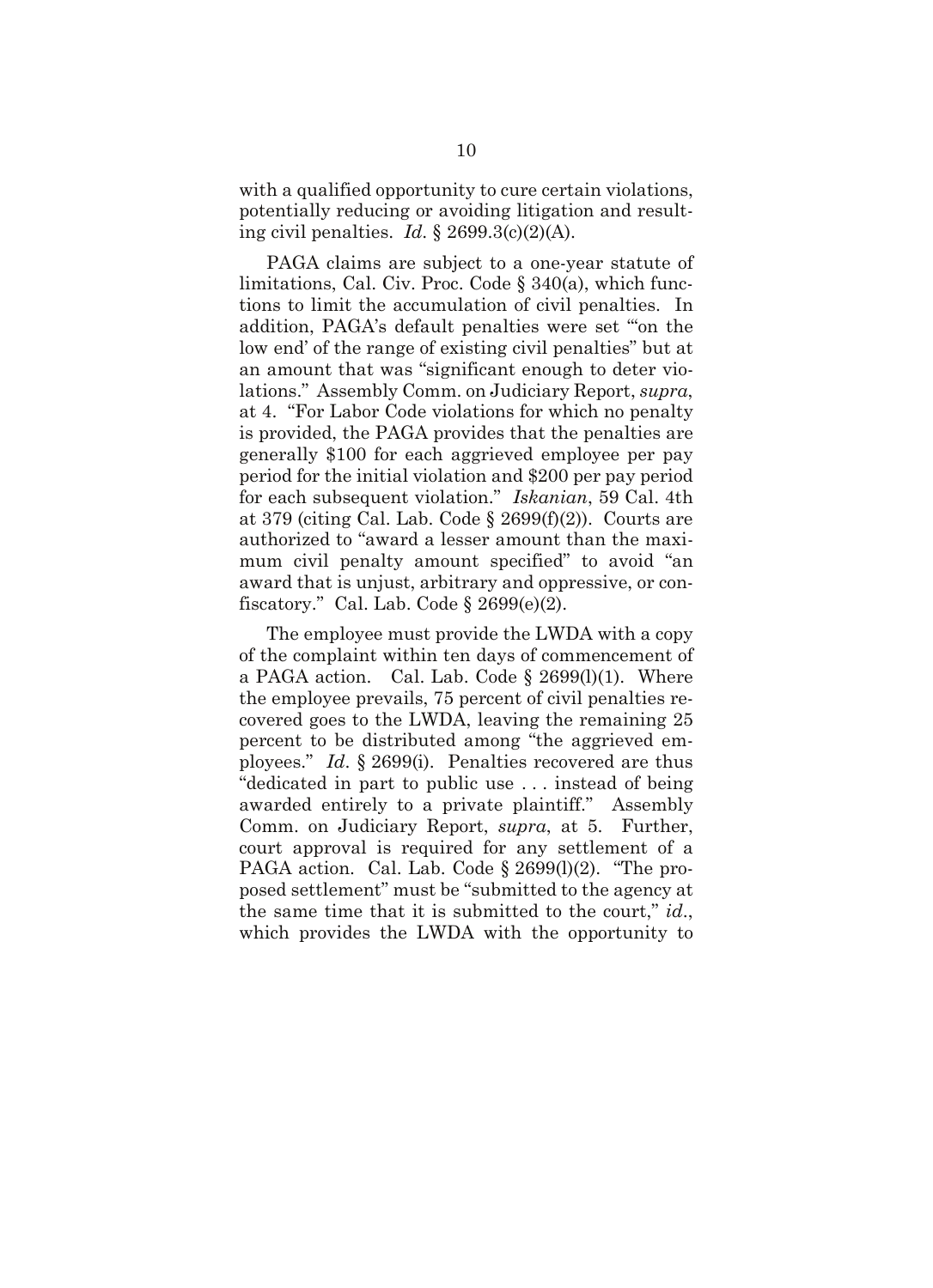with a qualified opportunity to cure certain violations, potentially reducing or avoiding litigation and resulting civil penalties. *Id.* § 2699.3(c)(2)(A).

PAGA claims are subject to a one-year statute of limitations, Cal. Civ. Proc. Code § 340(a), which functions to limit the accumulation of civil penalties. In addition, PAGA's default penalties were set "'on the low end' of the range of existing civil penalties" but at an amount that was "significant enough to deter violations." Assembly Comm. on Judiciary Report, *supra*, at 4. "For Labor Code violations for which no penalty is provided, the PAGA provides that the penalties are generally $100 for each aggrieved employee per pay period for the initial violation and $200 per pay period for each subsequent violation." *Iskanian*, 59 Cal. 4th at 379 (citing Cal. Lab. Code § 2699(f)(2)). Courts are authorized to "award a lesser amount than the maximum civil penalty amount specified" to avoid "an award that is unjust, arbitrary and oppressive, or confiscatory." Cal. Lab. Code § 2699(e)(2).

The employee must provide the LWDA with a copy of the complaint within ten days of commencement of a PAGA action. Cal. Lab. Code § 2699(l)(1). Where the employee prevails, 75 percent of civil penalties recovered goes to the LWDA, leaving the remaining 25 percent to be distributed among "the aggrieved employees." *Id.* § 2699(i). Penalties recovered are thus "dedicated in part to public use . . . instead of being awarded entirely to a private plaintiff." Assembly Comm. on Judiciary Report, *supra*, at 5. Further, court approval is required for any settlement of a PAGA action. Cal. Lab. Code § 2699(l)(2). "The proposed settlement" must be "submitted to the agency at the same time that it is submitted to the court," *id.*, which provides the LWDA with the opportunity to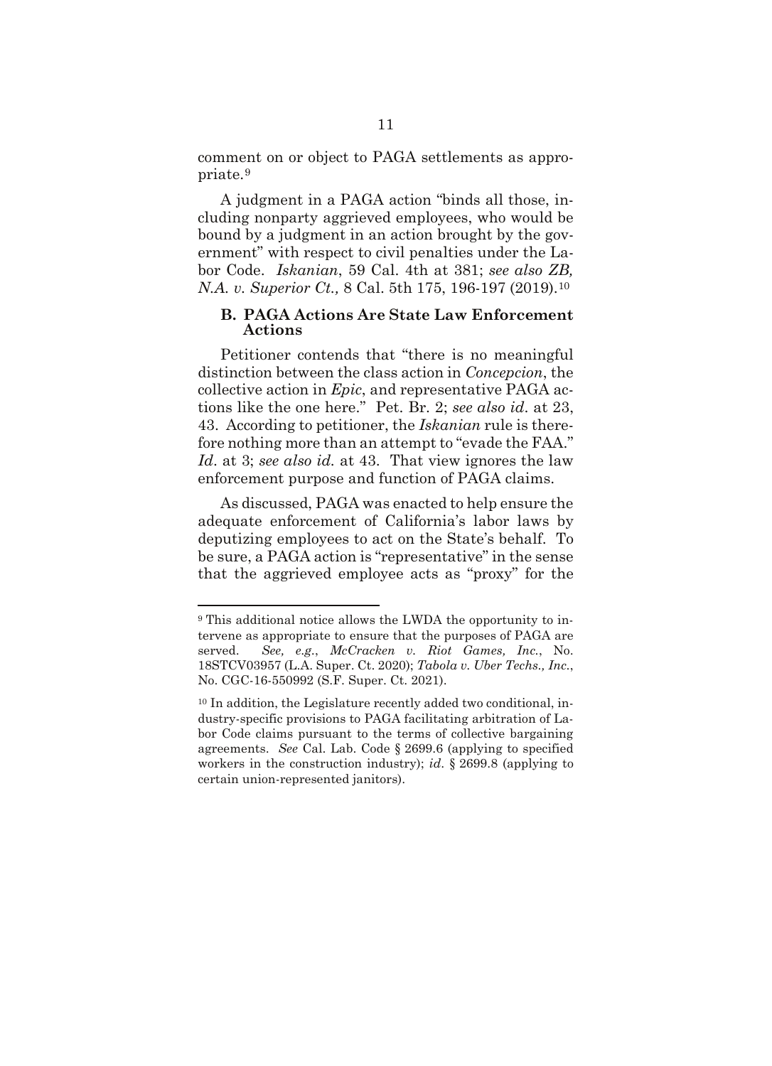comment on or object to PAGA settlements as appropriate.[9]

A judgment in a PAGA action "binds all those, including nonparty aggrieved employees, who would be bound by a judgment in an action brought by the government" with respect to civil penalties under the Labor Code. *Iskanian*, 59 Cal. 4th at 381; *see also ZB, N.A. v. Superior Ct.,* 8 Cal. 5th 175, 196-197 (2019).[10]

### B. PAGA Actions Are State Law Enforcement Actions

Petitioner contends that "there is no meaningful distinction between the class action in *Concepcion*, the collective action in *Epic*, and representative PAGA actions like the one here." Pet. Br. 2; *see also id*. at 23, 43. According to petitioner, the *Iskanian* rule is therefore nothing more than an attempt to "evade the FAA." *Id*. at 3; *see also id.* at 43. That view ignores the law enforcement purpose and function of PAGA claims.

As discussed, PAGA was enacted to help ensure the adequate enforcement of California's labor laws by deputizing employees to act on the State's behalf. To be sure, a PAGA action is "representative" in the sense that the aggrieved employee acts as "proxy" for the

---

[9] This additional notice allows the LWDA the opportunity to intervene as appropriate to ensure that the purposes of PAGA are served. *See, e.g.*, *McCracken v. Riot Games, Inc.*, No. 18STCV03957 (L.A. Super. Ct. 2020); *Tabola v. Uber Techs., Inc.*, No. CGC-16-550992 (S.F. Super. Ct. 2021).

[10] In addition, the Legislature recently added two conditional, industry-specific provisions to PAGA facilitating arbitration of Labor Code claims pursuant to the terms of collective bargaining agreements. *See* Cal. Lab. Code § 2699.6 (applying to specified workers in the construction industry); *id*. § 2699.8 (applying to certain union-represented janitors).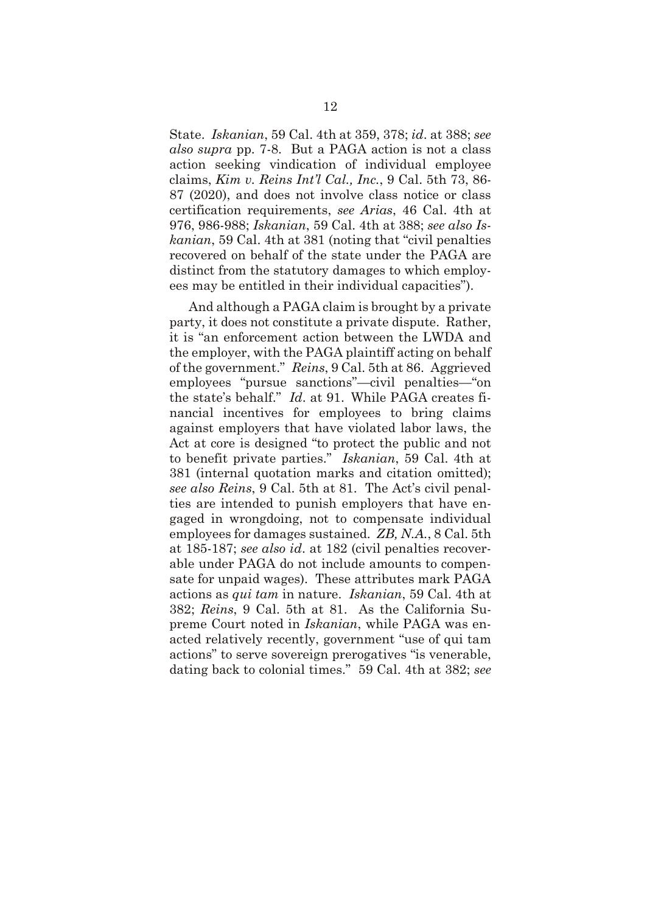State. *Iskanian*, 59 Cal. 4th at 359, 378; *id*. at 388; *see also supra* pp. 7-8. But a PAGA action is not a class action seeking vindication of individual employee claims, *Kim v. Reins Int'l Cal., Inc.*, 9 Cal. 5th 73, 86-87 (2020), and does not involve class notice or class certification requirements, *see Arias*, 46 Cal. 4th at 976, 986-988; *Iskanian*, 59 Cal. 4th at 388; *see also Iskanian*, 59 Cal. 4th at 381 (noting that "civil penalties recovered on behalf of the state under the PAGA are distinct from the statutory damages to which employees may be entitled in their individual capacities").

And although a PAGA claim is brought by a private party, it does not constitute a private dispute. Rather, it is "an enforcement action between the LWDA and the employer, with the PAGA plaintiff acting on behalf of the government." *Reins*, 9 Cal. 5th at 86. Aggrieved employees "pursue sanctions"—civil penalties—"on the state's behalf." *Id*. at 91. While PAGA creates financial incentives for employees to bring claims against employers that have violated labor laws, the Act at core is designed "to protect the public and not to benefit private parties." *Iskanian*, 59 Cal. 4th at 381 (internal quotation marks and citation omitted); *see also Reins*, 9 Cal. 5th at 81. The Act's civil penalties are intended to punish employers that have engaged in wrongdoing, not to compensate individual employees for damages sustained. *ZB, N.A.*, 8 Cal. 5th at 185-187; *see also id*. at 182 (civil penalties recoverable under PAGA do not include amounts to compensate for unpaid wages). These attributes mark PAGA actions as *qui tam* in nature. *Iskanian*, 59 Cal. 4th at 382; *Reins*, 9 Cal. 5th at 81. As the California Supreme Court noted in *Iskanian*, while PAGA was enacted relatively recently, government "use of qui tam actions" to serve sovereign prerogatives "is venerable, dating back to colonial times." 59 Cal. 4th at 382; *see*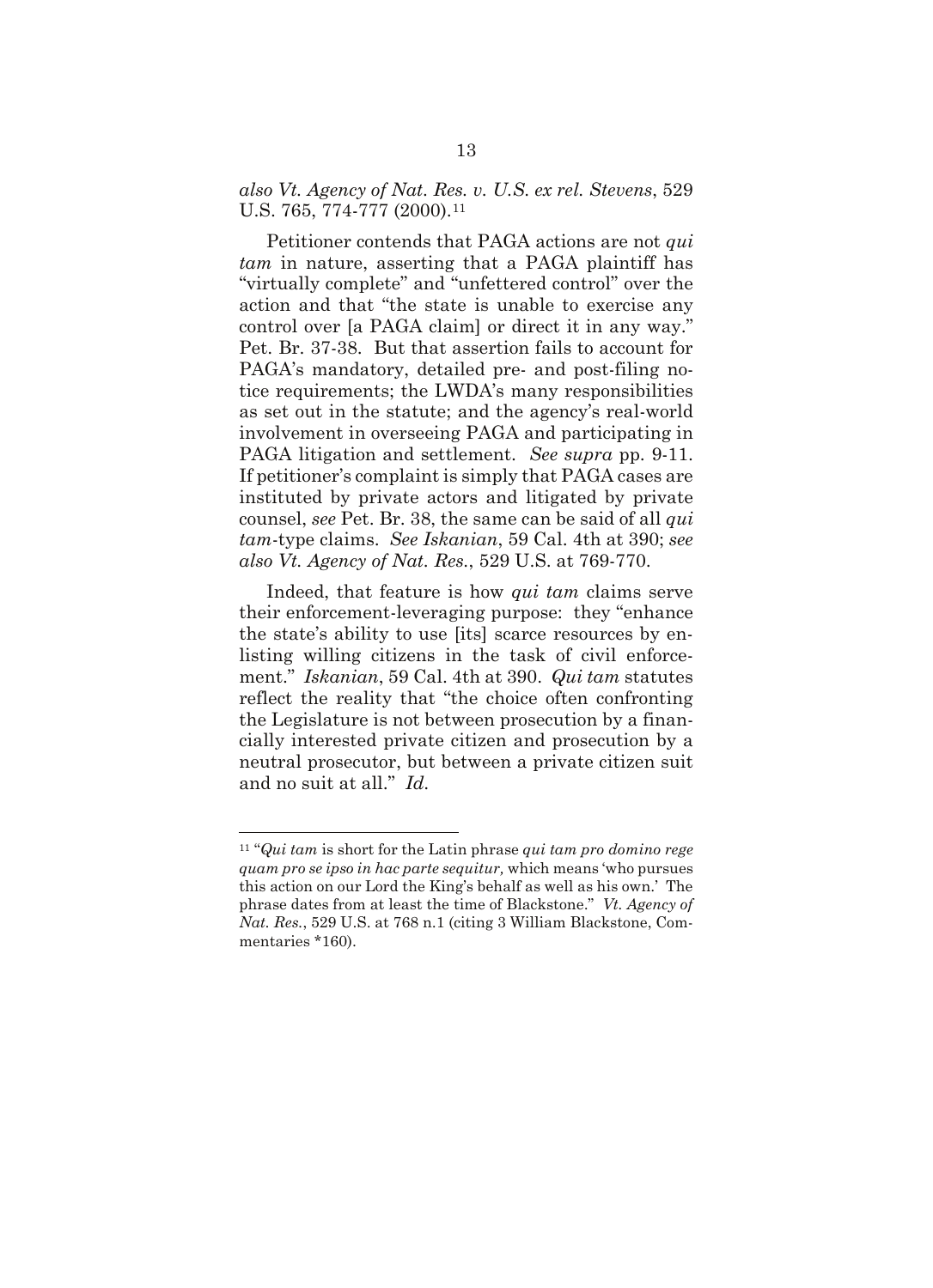*also Vt. Agency of Nat. Res. v. U.S. ex rel. Stevens*, 529 U.S. 765, 774-777 (2000).[11]

Petitioner contends that PAGA actions are not *qui tam* in nature, asserting that a PAGA plaintiff has "virtually complete" and "unfettered control" over the action and that "the state is unable to exercise any control over [a PAGA claim] or direct it in any way." Pet. Br. 37-38. But that assertion fails to account for PAGA's mandatory, detailed pre- and post-filing notice requirements; the LWDA's many responsibilities as set out in the statute; and the agency's real-world involvement in overseeing PAGA and participating in PAGA litigation and settlement. *See supra* pp. 9-11. If petitioner's complaint is simply that PAGA cases are instituted by private actors and litigated by private counsel, *see* Pet. Br. 38, the same can be said of all *qui tam*-type claims. *See Iskanian*, 59 Cal. 4th at 390; *see also Vt. Agency of Nat. Res.*, 529 U.S. at 769-770.

Indeed, that feature is how *qui tam* claims serve their enforcement-leveraging purpose: they "enhance the state's ability to use [its] scarce resources by enlisting willing citizens in the task of civil enforcement." *Iskanian*, 59 Cal. 4th at 390. *Qui tam* statutes reflect the reality that "the choice often confronting the Legislature is not between prosecution by a financially interested private citizen and prosecution by a neutral prosecutor, but between a private citizen suit and no suit at all." *Id.*

---

[11] "*Qui tam* is short for the Latin phrase *qui tam pro domino rege quam pro se ipso in hac parte sequitur,* which means 'who pursues this action on our Lord the King's behalf as well as his own.' The phrase dates from at least the time of Blackstone." *Vt. Agency of Nat. Res.*, 529 U.S. at 768 n.1 (citing 3 William Blackstone, Commentaries *160).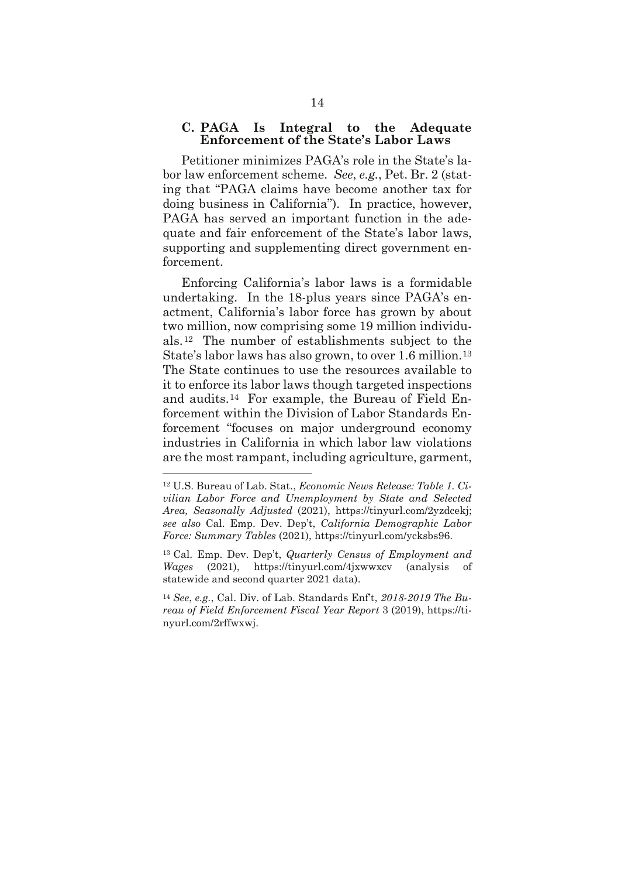### C. PAGA Is Integral to the Adequate Enforcement of the State's Labor Laws

Petitioner minimizes PAGA's role in the State's labor law enforcement scheme. *See*, *e.g.*, Pet. Br. 2 (stating that "PAGA claims have become another tax for doing business in California"). In practice, however, PAGA has served an important function in the adequate and fair enforcement of the State's labor laws, supporting and supplementing direct government enforcement.

Enforcing California's labor laws is a formidable undertaking. In the 18-plus years since PAGA's enactment, California's labor force has grown by about two million, now comprising some 19 million individuals.[12] The number of establishments subject to the State's labor laws has also grown, to over 1.6 million.[13] The State continues to use the resources available to it to enforce its labor laws though targeted inspections and audits.[14] For example, the Bureau of Field Enforcement within the Division of Labor Standards Enforcement "focuses on major underground economy industries in California in which labor law violations are the most rampant, including agriculture, garment,

---

[12] U.S. Bureau of Lab. Stat., *Economic News Release: Table 1. Civilian Labor Force and Unemployment by State and Selected Area, Seasonally Adjusted* (2021), https://tinyurl.com/2yzdcekj; *see also* Cal. Emp. Dev. Dep't, *California Demographic Labor Force: Summary Tables* (2021), https://tinyurl.com/ycksbs96.

[13] Cal. Emp. Dev. Dep't, *Quarterly Census of Employment and Wages* (2021), https://tinyurl.com/4jxwwxcv (analysis of statewide and second quarter 2021 data).

[14] *See*, *e.g.*, Cal. Div. of Lab. Standards Enf't, *2018-2019 The Bureau of Field Enforcement Fiscal Year Report* 3 (2019), https://tinyurl.com/2rffwxwj.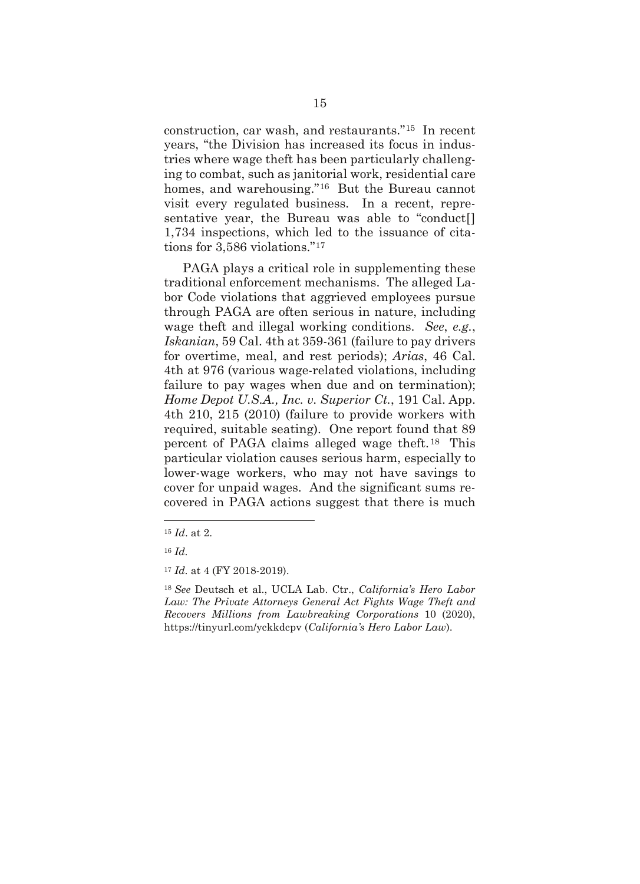construction, car wash, and restaurants."[15] In recent years, "the Division has increased its focus in industries where wage theft has been particularly challenging to combat, such as janitorial work, residential care homes, and warehousing."[16] But the Bureau cannot visit every regulated business. In a recent, representative year, the Bureau was able to "conduct[] 1,734 inspections, which led to the issuance of citations for 3,586 violations."[17]

PAGA plays a critical role in supplementing these traditional enforcement mechanisms. The alleged Labor Code violations that aggrieved employees pursue through PAGA are often serious in nature, including wage theft and illegal working conditions. *See*, *e.g.*, *Iskanian*, 59 Cal. 4th at 359-361 (failure to pay drivers for overtime, meal, and rest periods); *Arias*, 46 Cal. 4th at 976 (various wage-related violations, including failure to pay wages when due and on termination); *Home Depot U.S.A., Inc. v. Superior Ct.*, 191 Cal. App. 4th 210, 215 (2010) (failure to provide workers with required, suitable seating). One report found that 89 percent of PAGA claims alleged wage theft.[18] This particular violation causes serious harm, especially to lower-wage workers, who may not have savings to cover for unpaid wages. And the significant sums recovered in PAGA actions suggest that there is much

---

[15] *Id*. at 2.

[16] *Id*.

[17] *Id*. at 4 (FY 2018-2019).

[18] *See* Deutsch et al., UCLA Lab. Ctr., *California's Hero Labor Law: The Private Attorneys General Act Fights Wage Theft and Recovers Millions from Lawbreaking Corporations* 10 (2020), https://tinyurl.com/yckkdcpv (*California's Hero Labor Law*).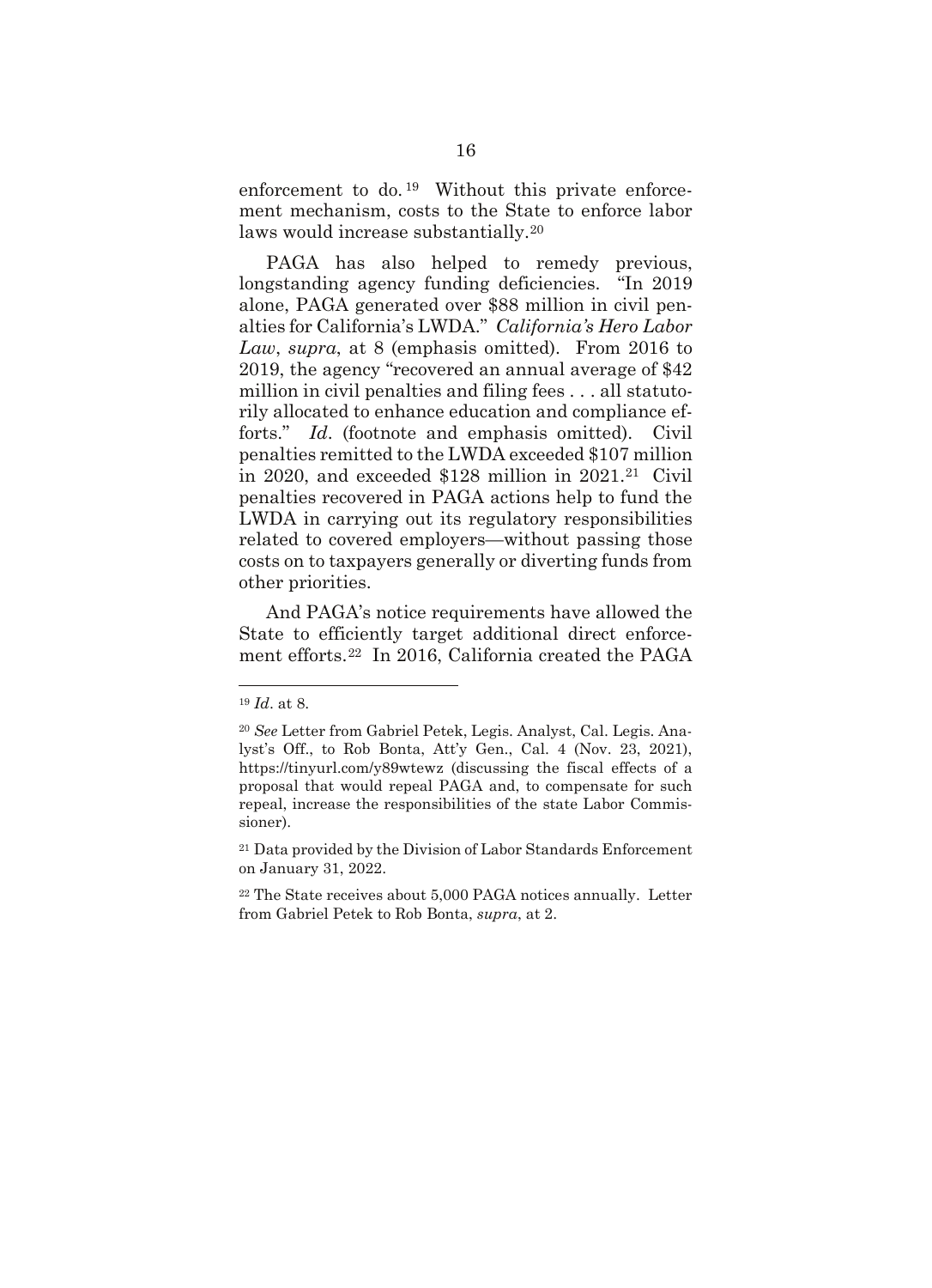enforcement to do.[19] Without this private enforcement mechanism, costs to the State to enforce labor laws would increase substantially.[20]

PAGA has also helped to remedy previous, longstanding agency funding deficiencies. "In 2019 alone, PAGA generated over $88 million in civil penalties for California's LWDA." *California's Hero Labor Law*, *supra*, at 8 (emphasis omitted). From 2016 to 2019, the agency "recovered an annual average of $42 million in civil penalties and filing fees . . . all statutorily allocated to enhance education and compliance efforts." *Id*. (footnote and emphasis omitted). Civil penalties remitted to the LWDA exceeded $107 million in 2020, and exceeded $128 million in 2021.[21] Civil penalties recovered in PAGA actions help to fund the LWDA in carrying out its regulatory responsibilities related to covered employers—without passing those costs on to taxpayers generally or diverting funds from other priorities.

And PAGA's notice requirements have allowed the State to efficiently target additional direct enforcement efforts.[22] In 2016, California created the PAGA

---

[19] *Id*. at 8.

[20] *See* Letter from Gabriel Petek, Legis. Analyst, Cal. Legis. Analyst's Off., to Rob Bonta, Att'y Gen., Cal. 4 (Nov. 23, 2021), https://tinyurl.com/y89wtewz (discussing the fiscal effects of a proposal that would repeal PAGA and, to compensate for such repeal, increase the responsibilities of the state Labor Commissioner).

[21] Data provided by the Division of Labor Standards Enforcement on January 31, 2022.

[22] The State receives about 5,000 PAGA notices annually. Letter from Gabriel Petek to Rob Bonta, *supra*, at 2.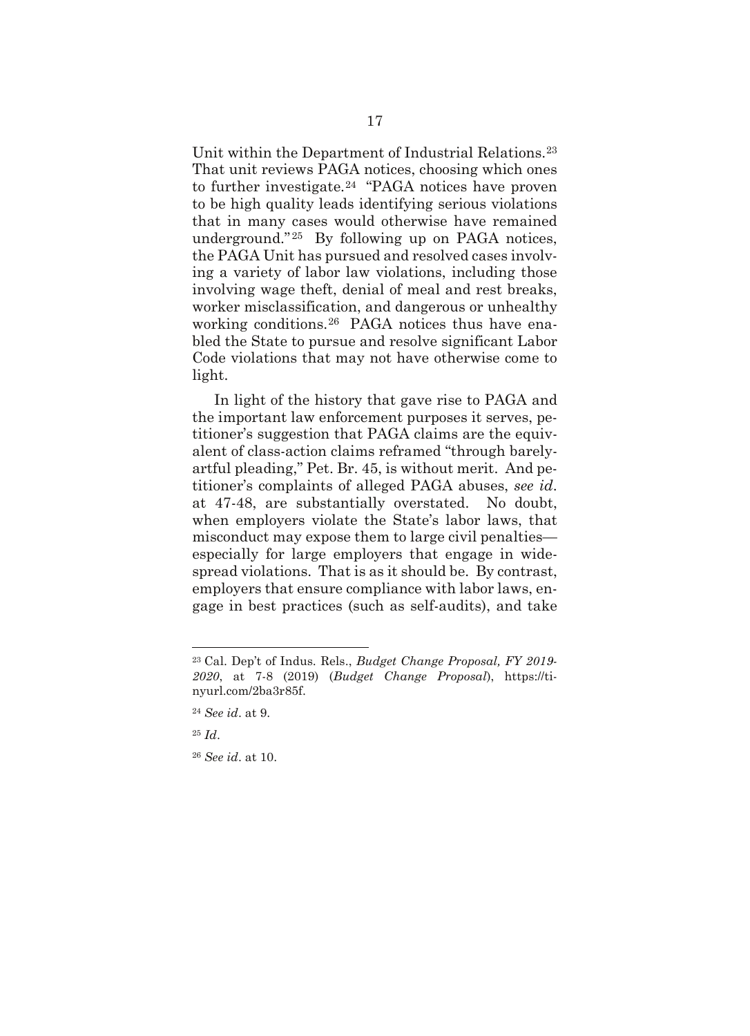Unit within the Department of Industrial Relations.[23] That unit reviews PAGA notices, choosing which ones to further investigate.[24] "PAGA notices have proven to be high quality leads identifying serious violations that in many cases would otherwise have remained underground."[25] By following up on PAGA notices, the PAGA Unit has pursued and resolved cases involving a variety of labor law violations, including those involving wage theft, denial of meal and rest breaks, worker misclassification, and dangerous or unhealthy working conditions.[26] PAGA notices thus have enabled the State to pursue and resolve significant Labor Code violations that may not have otherwise come to light.

In light of the history that gave rise to PAGA and the important law enforcement purposes it serves, petitioner's suggestion that PAGA claims are the equivalent of class-action claims reframed "through barely-artful pleading," Pet. Br. 45, is without merit. And petitioner's complaints of alleged PAGA abuses, *see id*. at 47-48, are substantially overstated. No doubt, when employers violate the State's labor laws, that misconduct may expose them to large civil penalties—especially for large employers that engage in widespread violations. That is as it should be. By contrast, employers that ensure compliance with labor laws, engage in best practices (such as self-audits), and take

---

[23] Cal. Dep't of Indus. Rels., *Budget Change Proposal, FY 2019-2020*, at 7-8 (2019) (*Budget Change Proposal*), https://tinyurl.com/2ba3r85f.

[24] *See id*. at 9.

[25] *Id*.

[26] *See id*. at 10.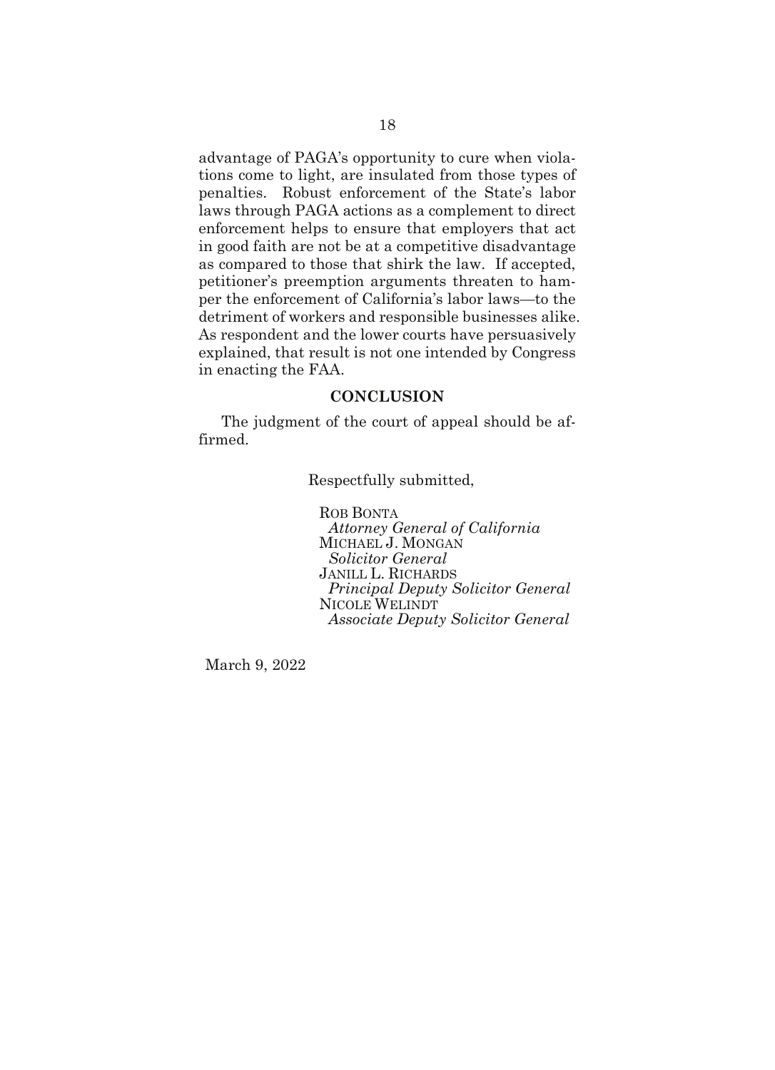advantage of PAGA's opportunity to cure when violations come to light, are insulated from those types of penalties. Robust enforcement of the State's labor laws through PAGA actions as a complement to direct enforcement helps to ensure that employers that act in good faith are not be at a competitive disadvantage as compared to those that shirk the law. If accepted, petitioner's preemption arguments threaten to hamper the enforcement of California's labor laws—to the detriment of workers and responsible businesses alike. As respondent and the lower courts have persuasively explained, that result is not one intended by Congress in enacting the FAA.

## CONCLUSION

The judgment of the court of appeal should be affirmed.

Respectfully submitted,

ROB BONTA
*Attorney General of California*
MICHAEL J. MONGAN
*Solicitor General*
JANILL L. RICHARDS
*Principal Deputy Solicitor General*
NICOLE WELINDT
*Associate Deputy Solicitor General*

March 9, 2022